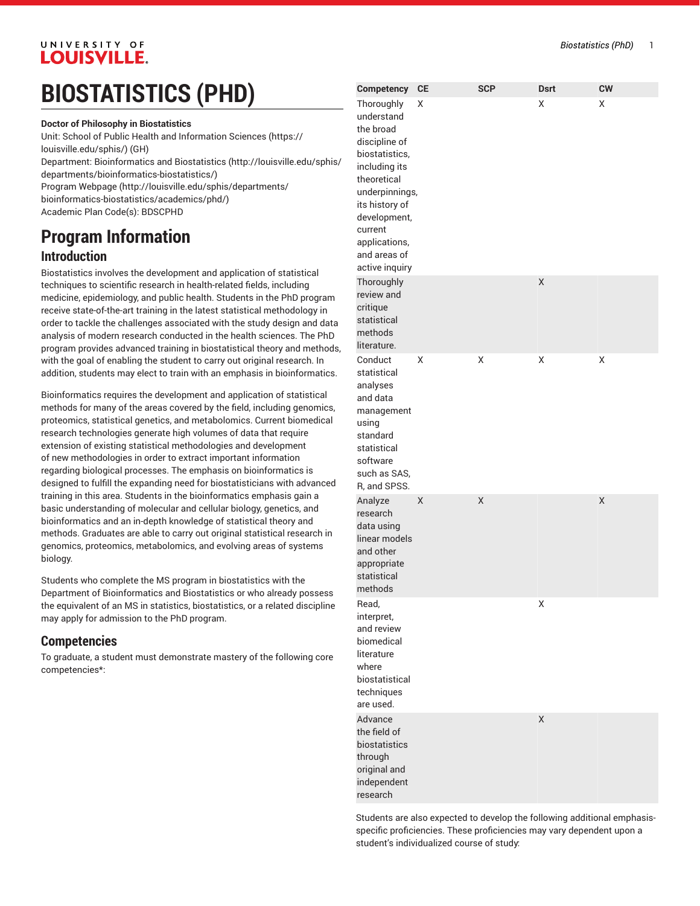# BIOSTATISTICS (PHD)

**Doctor of Philosophy in Biostatistics**
Unit: School of Public Health and Information Sciences (https://louisville.edu/sphis/) (GH)
Department: Bioinformatics and Biostatistics (http://louisville.edu/sphis/departments/bioinformatics-biostatistics/)
Program Webpage (http://louisville.edu/sphis/departments/bioinformatics-biostatistics/academics/phd/)
Academic Plan Code(s): BDSCPHD

## Program Information

### Introduction

Biostatistics involves the development and application of statistical techniques to scientific research in health-related fields, including medicine, epidemiology, and public health. Students in the PhD program receive state-of-the-art training in the latest statistical methodology in order to tackle the challenges associated with the study design and data analysis of modern research conducted in the health sciences. The PhD program provides advanced training in biostatistical theory and methods, with the goal of enabling the student to carry out original research. In addition, students may elect to train with an emphasis in bioinformatics.

Bioinformatics requires the development and application of statistical methods for many of the areas covered by the field, including genomics, proteomics, statistical genetics, and metabolomics. Current biomedical research technologies generate high volumes of data that require extension of existing statistical methodologies and development of new methodologies in order to extract important information regarding biological processes. The emphasis on bioinformatics is designed to fulfill the expanding need for biostatisticians with advanced training in this area. Students in the bioinformatics emphasis gain a basic understanding of molecular and cellular biology, genetics, and bioinformatics and an in-depth knowledge of statistical theory and methods. Graduates are able to carry out original statistical research in genomics, proteomics, metabolomics, and evolving areas of systems biology.

Students who complete the MS program in biostatistics with the Department of Bioinformatics and Biostatistics or who already possess the equivalent of an MS in statistics, biostatistics, or a related discipline may apply for admission to the PhD program.

### Competencies

To graduate, a student must demonstrate mastery of the following core competencies*:

| Competency | CE | SCP | Dsrt | CW |
| --- | --- | --- | --- | --- |
| Thoroughly understand the broad discipline of biostatistics, including its theoretical underpinnings, its history of development, current applications, and areas of active inquiry | X | | X | X |
| Thoroughly review and critique statistical methods literature. | | | X | |
| Conduct statistical analyses and data management using standard statistical software such as SAS, R, and SPSS. | X | X | X | X |
| Analyze research data using linear models and other appropriate statistical methods | X | X | | X |
| Read, interpret, and review biomedical literature where biostatistical techniques are used. | | | X | |
| Advance the field of biostatistics through original and independent research | | | X | |

Students are also expected to develop the following additional emphasis-specific proficiencies. These proficiencies may vary dependent upon a student's individualized course of study: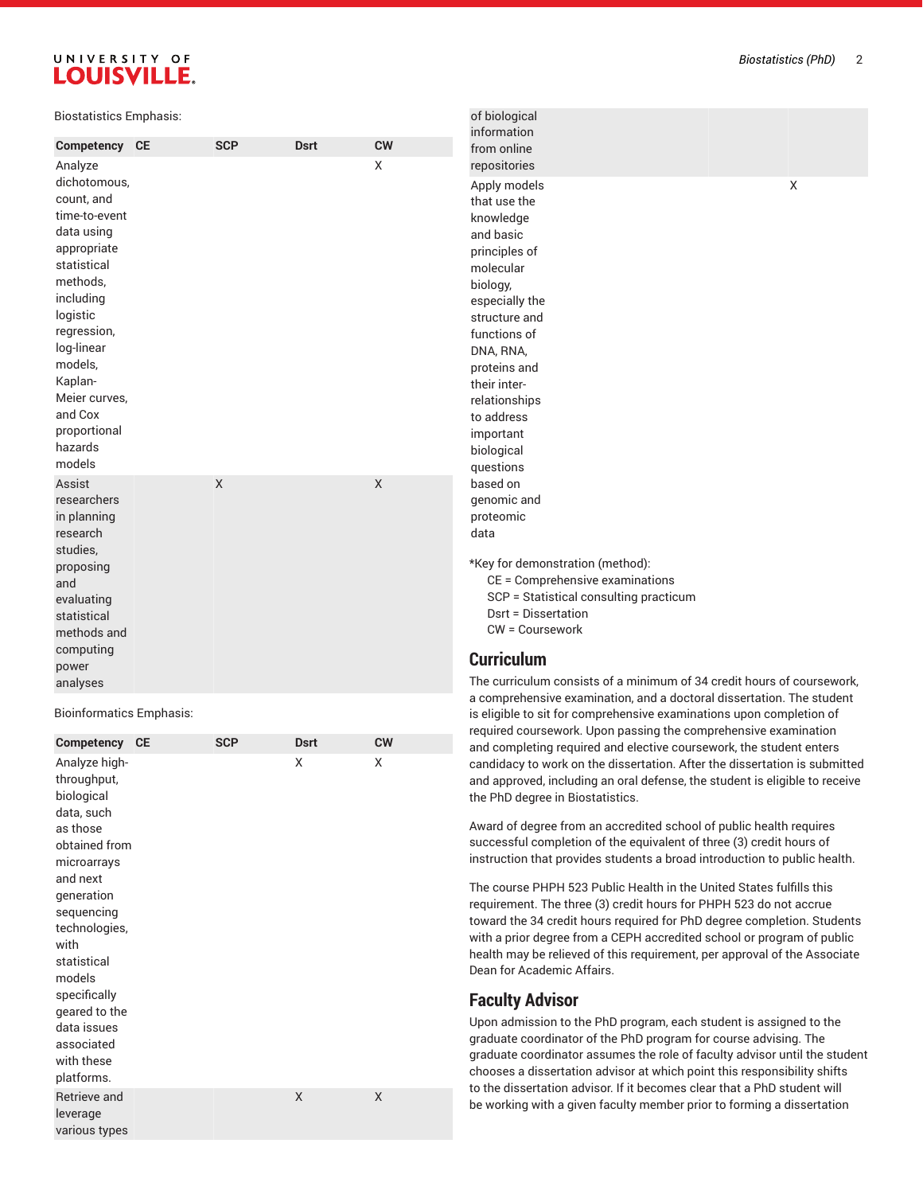Biostatistics Emphasis:

| Competency | CE | SCP | Dsrt | CW |
|---|---|---|---|---|
| Analyze dichotomous, count, and time-to-event data using appropriate statistical methods, including logistic regression, log-linear models, Kaplan-Meier curves, and Cox proportional hazards models | | | | X |
| Assist researchers in planning research studies, proposing and evaluating statistical methods and computing power analyses | | X | | X |

Bioinformatics Emphasis:

| Competency | CE | SCP | Dsrt | CW |
|---|---|---|---|---|
| Analyze high-throughput, biological data, such as those obtained from microarrays and next generation sequencing technologies, with statistical models specifically geared to the data issues associated with these platforms. | | | X | X |
| Retrieve and leverage various types of biological information from online repositories | | | X | X |
| Apply models that use the knowledge and basic principles of molecular biology, especially the structure and functions of DNA, RNA, proteins and their inter-relationships to address important biological questions based on genomic and proteomic data | | | | X |

*Key for demonstration (method):

- CE = Comprehensive examinations
- SCP = Statistical consulting practicum
- Dsrt = Dissertation
- CW = Coursework

## Curriculum

The curriculum consists of a minimum of 34 credit hours of coursework, a comprehensive examination, and a doctoral dissertation. The student is eligible to sit for comprehensive examinations upon completion of required coursework. Upon passing the comprehensive examination and completing required and elective coursework, the student enters candidacy to work on the dissertation. After the dissertation is submitted and approved, including an oral defense, the student is eligible to receive the PhD degree in Biostatistics.

Award of degree from an accredited school of public health requires successful completion of the equivalent of three (3) credit hours of instruction that provides students a broad introduction to public health.

The course PHPH 523 Public Health in the United States fulfills this requirement. The three (3) credit hours for PHPH 523 do not accrue toward the 34 credit hours required for PhD degree completion. Students with a prior degree from a CEPH accredited school or program of public health may be relieved of this requirement, per approval of the Associate Dean for Academic Affairs.

## Faculty Advisor

Upon admission to the PhD program, each student is assigned to the graduate coordinator of the PhD program for course advising. The graduate coordinator assumes the role of faculty advisor until the student chooses a dissertation advisor at which point this responsibility shifts to the dissertation advisor. If it becomes clear that a PhD student will be working with a given faculty member prior to forming a dissertation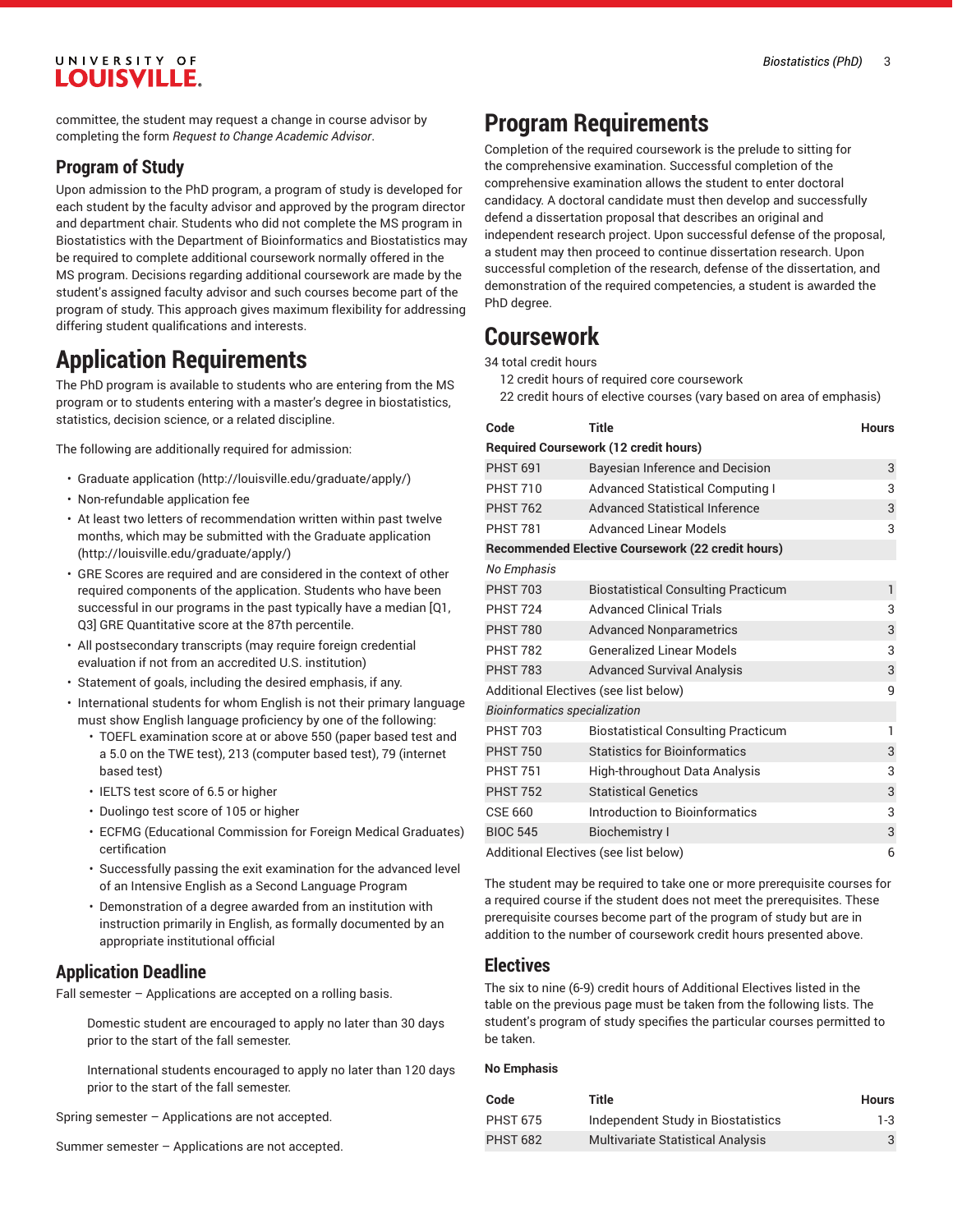committee, the student may request a change in course advisor by completing the form *Request to Change Academic Advisor*.

### Program of Study

Upon admission to the PhD program, a program of study is developed for each student by the faculty advisor and approved by the program director and department chair. Students who did not complete the MS program in Biostatistics with the Department of Bioinformatics and Biostatistics may be required to complete additional coursework normally offered in the MS program. Decisions regarding additional coursework are made by the student's assigned faculty advisor and such courses become part of the program of study. This approach gives maximum flexibility for addressing differing student qualifications and interests.

## Application Requirements

The PhD program is available to students who are entering from the MS program or to students entering with a master's degree in biostatistics, statistics, decision science, or a related discipline.

The following are additionally required for admission:

- Graduate application (http://louisville.edu/graduate/apply/)
- Non-refundable application fee
- At least two letters of recommendation written within past twelve months, which may be submitted with the Graduate application (http://louisville.edu/graduate/apply/)
- GRE Scores are required and are considered in the context of other required components of the application. Students who have been successful in our programs in the past typically have a median [Q1, Q3] GRE Quantitative score at the 87th percentile.
- All postsecondary transcripts (may require foreign credential evaluation if not from an accredited U.S. institution)
- Statement of goals, including the desired emphasis, if any.
- International students for whom English is not their primary language must show English language proficiency by one of the following:
  - TOEFL examination score at or above 550 (paper based test and a 5.0 on the TWE test), 213 (computer based test), 79 (internet based test)
  - IELTS test score of 6.5 or higher
  - Duolingo test score of 105 or higher
  - ECFMG (Educational Commission for Foreign Medical Graduates) certification
  - Successfully passing the exit examination for the advanced level of an Intensive English as a Second Language Program
  - Demonstration of a degree awarded from an institution with instruction primarily in English, as formally documented by an appropriate institutional official

### Application Deadline

Fall semester – Applications are accepted on a rolling basis.

Domestic student are encouraged to apply no later than 30 days prior to the start of the fall semester.

International students encouraged to apply no later than 120 days prior to the start of the fall semester.

Spring semester – Applications are not accepted.

Summer semester – Applications are not accepted.

## Program Requirements

Completion of the required coursework is the prelude to sitting for the comprehensive examination. Successful completion of the comprehensive examination allows the student to enter doctoral candidacy. A doctoral candidate must then develop and successfully defend a dissertation proposal that describes an original and independent research project. Upon successful defense of the proposal, a student may then proceed to continue dissertation research. Upon successful completion of the research, defense of the dissertation, and demonstration of the required competencies, a student is awarded the PhD degree.

## Coursework

34 total credit hours

12 credit hours of required core coursework

22 credit hours of elective courses (vary based on area of emphasis)

| Code | Title | Hours |
|---|---|---|
| **Required Coursework (12 credit hours)** | | |
| PHST 691 | Bayesian Inference and Decision | 3 |
| PHST 710 | Advanced Statistical Computing I | 3 |
| PHST 762 | Advanced Statistical Inference | 3 |
| PHST 781 | Advanced Linear Models | 3 |
| **Recommended Elective Coursework (22 credit hours)** | | |
| *No Emphasis* | | |
| PHST 703 | Biostatistical Consulting Practicum | 1 |
| PHST 724 | Advanced Clinical Trials | 3 |
| PHST 780 | Advanced Nonparametrics | 3 |
| PHST 782 | Generalized Linear Models | 3 |
| PHST 783 | Advanced Survival Analysis | 3 |
| Additional Electives (see list below) | | 9 |
| *Bioinformatics specialization* | | |
| PHST 703 | Biostatistical Consulting Practicum | 1 |
| PHST 750 | Statistics for Bioinformatics | 3 |
| PHST 751 | High-throughout Data Analysis | 3 |
| PHST 752 | Statistical Genetics | 3 |
| CSE 660 | Introduction to Bioinformatics | 3 |
| BIOC 545 | Biochemistry I | 3 |
| Additional Electives (see list below) | | 6 |

The student may be required to take one or more prerequisite courses for a required course if the student does not meet the prerequisites. These prerequisite courses become part of the program of study but are in addition to the number of coursework credit hours presented above.

### Electives

The six to nine (6-9) credit hours of Additional Electives listed in the table on the previous page must be taken from the following lists. The student's program of study specifies the particular courses permitted to be taken.

**No Emphasis**

| Code | Title | Hours |
|---|---|---|
| PHST 675 | Independent Study in Biostatistics | 1-3 |
| PHST 682 | Multivariate Statistical Analysis | 3 |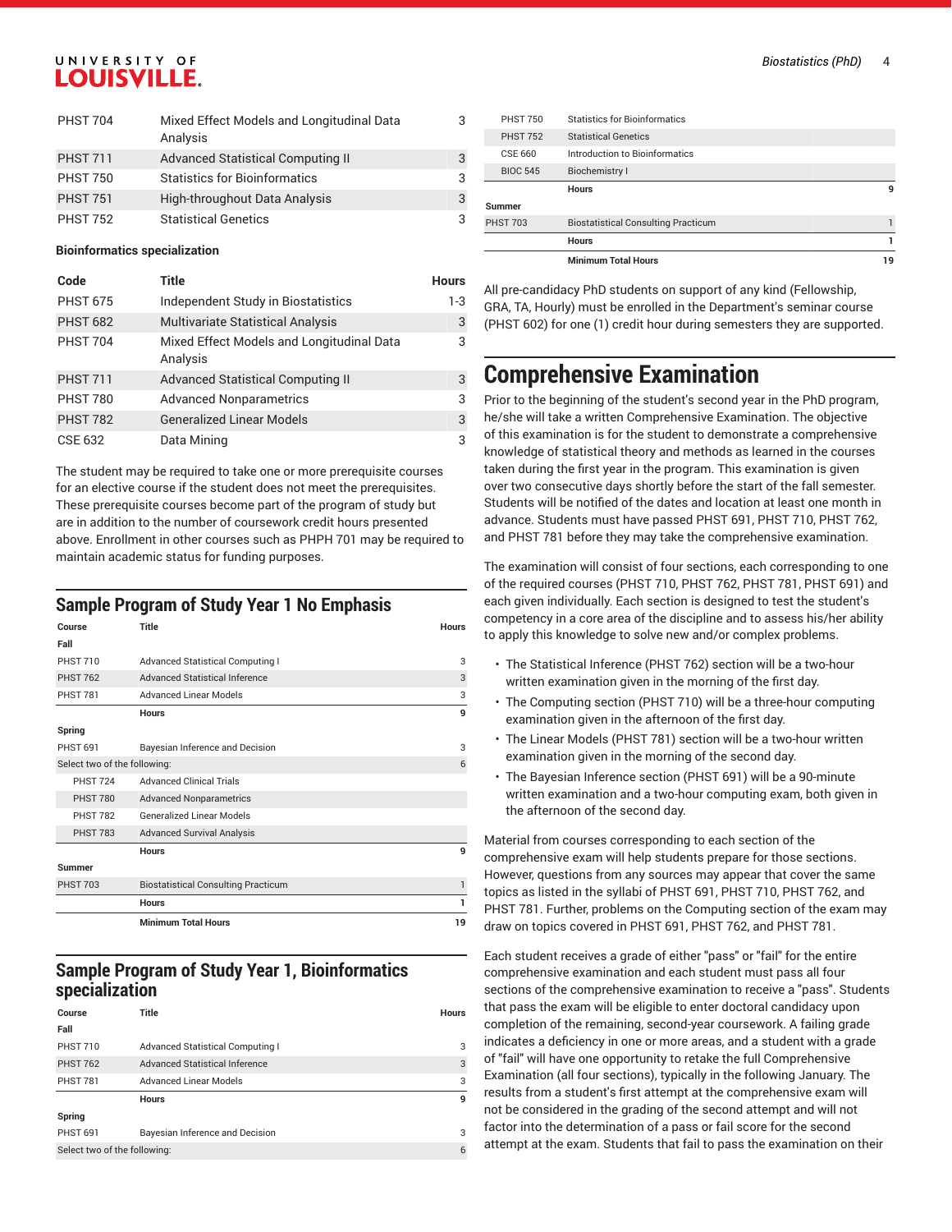| Code | Title | Hours |
|---|---|---|
| PHST 704 | Mixed Effect Models and Longitudinal Data Analysis | 3 |
| PHST 711 | Advanced Statistical Computing II | 3 |
| PHST 750 | Statistics for Bioinformatics | 3 |
| PHST 751 | High-throughput Data Analysis | 3 |
| PHST 752 | Statistical Genetics | 3 |

**Bioinformatics specialization**

| Code | Title | Hours |
|---|---|---|
| PHST 675 | Independent Study in Biostatistics | 1-3 |
| PHST 682 | Multivariate Statistical Analysis | 3 |
| PHST 704 | Mixed Effect Models and Longitudinal Data Analysis | 3 |
| PHST 711 | Advanced Statistical Computing II | 3 |
| PHST 780 | Advanced Nonparametrics | 3 |
| PHST 782 | Generalized Linear Models | 3 |
| CSE 632 | Data Mining | 3 |

The student may be required to take one or more prerequisite courses for an elective course if the student does not meet the prerequisites. These prerequisite courses become part of the program of study but are in addition to the number of coursework credit hours presented above. Enrollment in other courses such as PHPH 701 may be required to maintain academic status for funding purposes.

## Sample Program of Study Year 1 No Emphasis

| Course | Title | Hours |
|---|---|---|
| **Fall** | | |
| PHST 710 | Advanced Statistical Computing I | 3 |
| PHST 762 | Advanced Statistical Inference | 3 |
| PHST 781 | Advanced Linear Models | 3 |
| | **Hours** | **9** |
| **Spring** | | |
| PHST 691 | Bayesian Inference and Decision | 3 |
| Select two of the following: | | 6 |
| PHST 724 | Advanced Clinical Trials | |
| PHST 780 | Advanced Nonparametrics | |
| PHST 782 | Generalized Linear Models | |
| PHST 783 | Advanced Survival Analysis | |
| | **Hours** | **9** |
| **Summer** | | |
| PHST 703 | Biostatistical Consulting Practicum | 1 |
| | **Hours** | **1** |
| | **Minimum Total Hours** | **19** |

## Sample Program of Study Year 1, Bioinformatics specialization

| Course | Title | Hours |
|---|---|---|
| **Fall** | | |
| PHST 710 | Advanced Statistical Computing I | 3 |
| PHST 762 | Advanced Statistical Inference | 3 |
| PHST 781 | Advanced Linear Models | 3 |
| | **Hours** | **9** |
| **Spring** | | |
| PHST 691 | Bayesian Inference and Decision | 3 |
| Select two of the following: | | 6 |
| PHST 750 | Statistics for Bioinformatics | |
| PHST 752 | Statistical Genetics | |
| CSE 660 | Introduction to Bioinformatics | |
| BIOC 545 | Biochemistry I | |
| | **Hours** | **9** |
| **Summer** | | |
| PHST 703 | Biostatistical Consulting Practicum | 1 |
| | **Hours** | **1** |
| | **Minimum Total Hours** | **19** |

All pre-candidacy PhD students on support of any kind (Fellowship, GRA, TA, Hourly) must be enrolled in the Department's seminar course (PHST 602) for one (1) credit hour during semesters they are supported.

# Comprehensive Examination

Prior to the beginning of the student's second year in the PhD program, he/she will take a written Comprehensive Examination. The objective of this examination is for the student to demonstrate a comprehensive knowledge of statistical theory and methods as learned in the courses taken during the first year in the program. This examination is given over two consecutive days shortly before the start of the fall semester. Students will be notified of the dates and location at least one month in advance. Students must have passed PHST 691, PHST 710, PHST 762, and PHST 781 before they may take the comprehensive examination.

The examination will consist of four sections, each corresponding to one of the required courses (PHST 710, PHST 762, PHST 781, PHST 691) and each given individually. Each section is designed to test the student's competency in a core area of the discipline and to assess his/her ability to apply this knowledge to solve new and/or complex problems.

- The Statistical Inference (PHST 762) section will be a two-hour written examination given in the morning of the first day.
- The Computing section (PHST 710) will be a three-hour computing examination given in the afternoon of the first day.
- The Linear Models (PHST 781) section will be a two-hour written examination given in the morning of the second day.
- The Bayesian Inference section (PHST 691) will be a 90-minute written examination and a two-hour computing exam, both given in the afternoon of the second day.

Material from courses corresponding to each section of the comprehensive exam will help students prepare for those sections. However, questions from any sources may appear that cover the same topics as listed in the syllabi of PHST 691, PHST 710, PHST 762, and PHST 781. Further, problems on the Computing section of the exam may draw on topics covered in PHST 691, PHST 762, and PHST 781.

Each student receives a grade of either "pass" or "fail" for the entire comprehensive examination and each student must pass all four sections of the comprehensive examination to receive a "pass". Students that pass the exam will be eligible to enter doctoral candidacy upon completion of the remaining, second-year coursework. A failing grade indicates a deficiency in one or more areas, and a student with a grade of "fail" will have one opportunity to retake the full Comprehensive Examination (all four sections), typically in the following January. The results from a student's first attempt at the comprehensive exam will not be considered in the grading of the second attempt and will not factor into the determination of a pass or fail score for the second attempt at the exam. Students that fail to pass the examination on their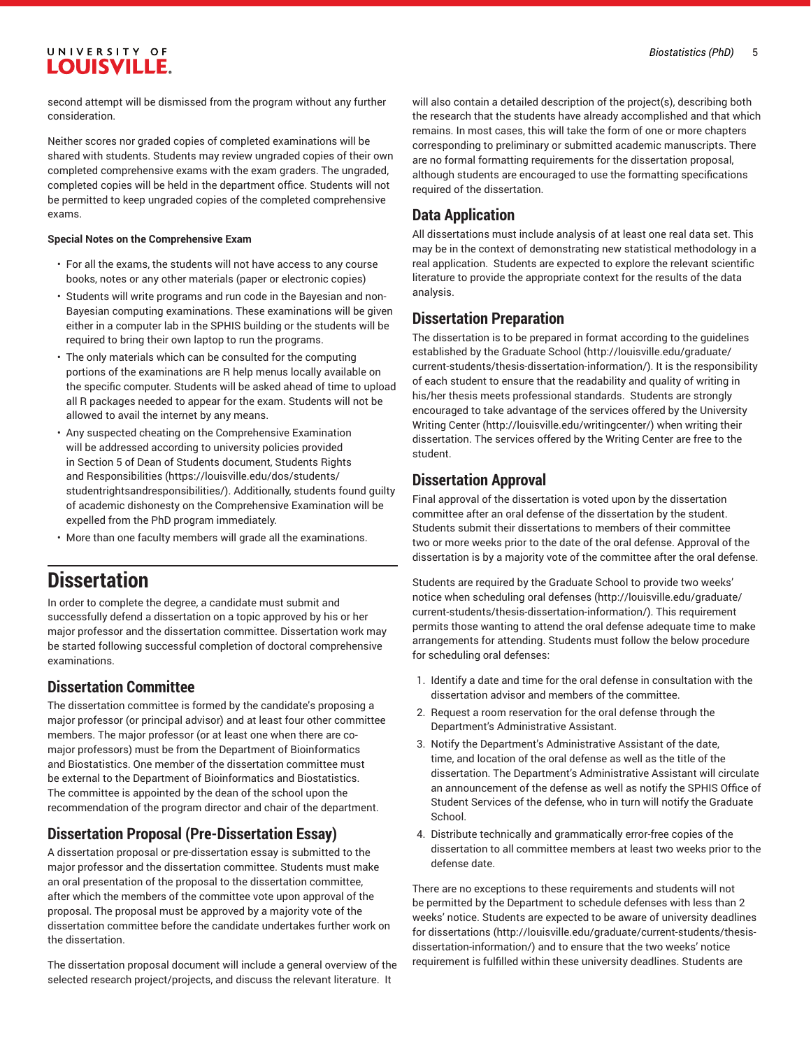second attempt will be dismissed from the program without any further consideration.

Neither scores nor graded copies of completed examinations will be shared with students. Students may review ungraded copies of their own completed comprehensive exams with the exam graders. The ungraded, completed copies will be held in the department office. Students will not be permitted to keep ungraded copies of the completed comprehensive exams.

**Special Notes on the Comprehensive Exam**

- For all the exams, the students will not have access to any course books, notes or any other materials (paper or electronic copies)
- Students will write programs and run code in the Bayesian and non-Bayesian computing examinations. These examinations will be given either in a computer lab in the SPHIS building or the students will be required to bring their own laptop to run the programs.
- The only materials which can be consulted for the computing portions of the examinations are R help menus locally available on the specific computer. Students will be asked ahead of time to upload all R packages needed to appear for the exam. Students will not be allowed to avail the internet by any means.
- Any suspected cheating on the Comprehensive Examination will be addressed according to university policies provided in Section 5 of Dean of Students document, Students Rights and Responsibilities (https://louisville.edu/dos/students/studentrightsandresponsibilities/). Additionally, students found guilty of academic dishonesty on the Comprehensive Examination will be expelled from the PhD program immediately.
- More than one faculty members will grade all the examinations.

# Dissertation

In order to complete the degree, a candidate must submit and successfully defend a dissertation on a topic approved by his or her major professor and the dissertation committee. Dissertation work may be started following successful completion of doctoral comprehensive examinations.

## Dissertation Committee

The dissertation committee is formed by the candidate's proposing a major professor (or principal advisor) and at least four other committee members. The major professor (or at least one when there are co-major professors) must be from the Department of Bioinformatics and Biostatistics. One member of the dissertation committee must be external to the Department of Bioinformatics and Biostatistics. The committee is appointed by the dean of the school upon the recommendation of the program director and chair of the department.

## Dissertation Proposal (Pre-Dissertation Essay)

A dissertation proposal or pre-dissertation essay is submitted to the major professor and the dissertation committee. Students must make an oral presentation of the proposal to the dissertation committee, after which the members of the committee vote upon approval of the proposal. The proposal must be approved by a majority vote of the dissertation committee before the candidate undertakes further work on the dissertation.

The dissertation proposal document will include a general overview of the selected research project/projects, and discuss the relevant literature. It will also contain a detailed description of the project(s), describing both the research that the students have already accomplished and that which remains. In most cases, this will take the form of one or more chapters corresponding to preliminary or submitted academic manuscripts. There are no formal formatting requirements for the dissertation proposal, although students are encouraged to use the formatting specifications required of the dissertation.

## Data Application

All dissertations must include analysis of at least one real data set. This may be in the context of demonstrating new statistical methodology in a real application. Students are expected to explore the relevant scientific literature to provide the appropriate context for the results of the data analysis.

## Dissertation Preparation

The dissertation is to be prepared in format according to the guidelines established by the Graduate School (http://louisville.edu/graduate/current-students/thesis-dissertation-information/). It is the responsibility of each student to ensure that the readability and quality of writing in his/her thesis meets professional standards. Students are strongly encouraged to take advantage of the services offered by the University Writing Center (http://louisville.edu/writingcenter/) when writing their dissertation. The services offered by the Writing Center are free to the student.

## Dissertation Approval

Final approval of the dissertation is voted upon by the dissertation committee after an oral defense of the dissertation by the student. Students submit their dissertations to members of their committee two or more weeks prior to the date of the oral defense. Approval of the dissertation is by a majority vote of the committee after the oral defense.

Students are required by the Graduate School to provide two weeks' notice when scheduling oral defenses (http://louisville.edu/graduate/current-students/thesis-dissertation-information/). This requirement permits those wanting to attend the oral defense adequate time to make arrangements for attending. Students must follow the below procedure for scheduling oral defenses:

1. Identify a date and time for the oral defense in consultation with the dissertation advisor and members of the committee.
2. Request a room reservation for the oral defense through the Department's Administrative Assistant.
3. Notify the Department's Administrative Assistant of the date, time, and location of the oral defense as well as the title of the dissertation. The Department's Administrative Assistant will circulate an announcement of the defense as well as notify the SPHIS Office of Student Services of the defense, who in turn will notify the Graduate School.
4. Distribute technically and grammatically error-free copies of the dissertation to all committee members at least two weeks prior to the defense date.

There are no exceptions to these requirements and students will not be permitted by the Department to schedule defenses with less than 2 weeks' notice. Students are expected to be aware of university deadlines for dissertations (http://louisville.edu/graduate/current-students/thesis-dissertation-information/) and to ensure that the two weeks' notice requirement is fulfilled within these university deadlines. Students are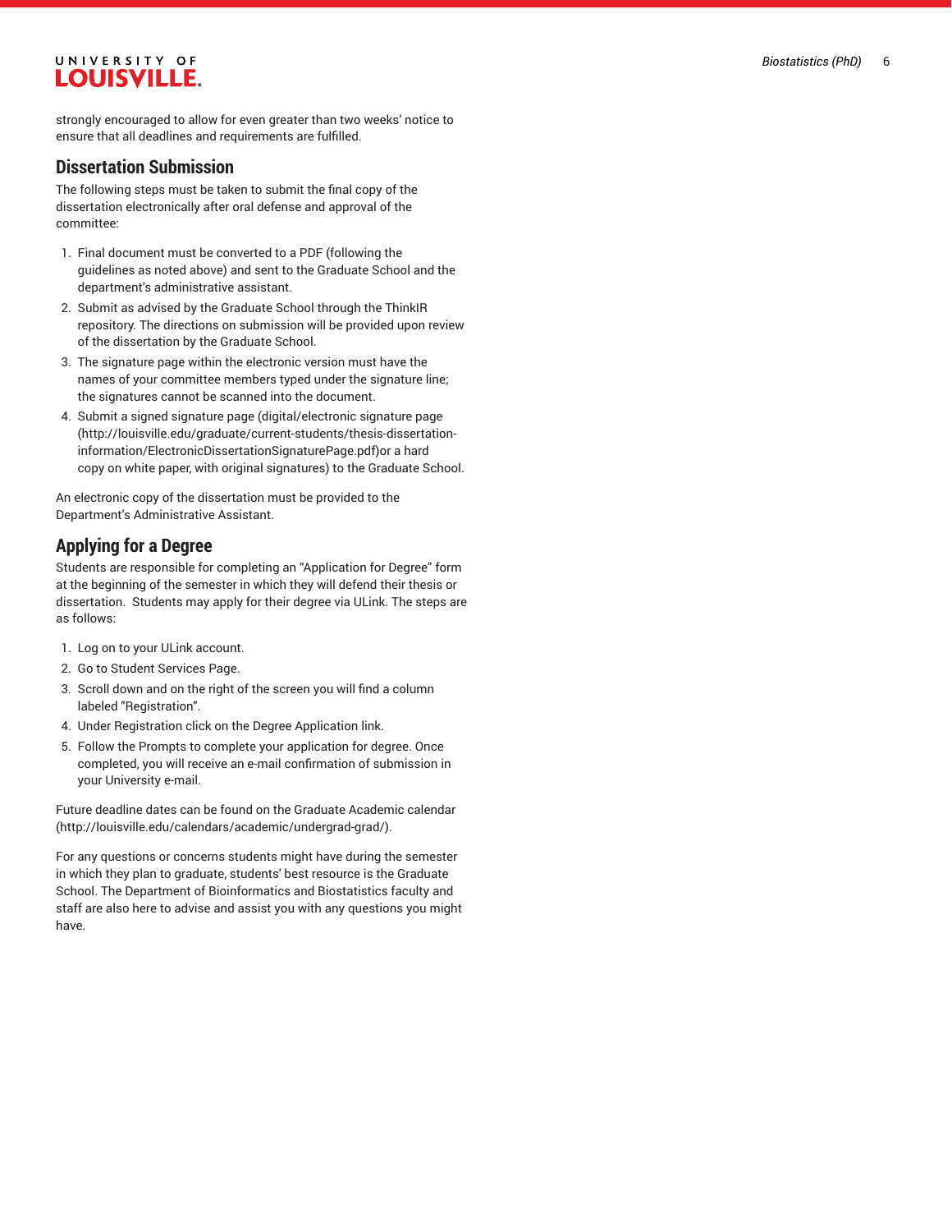strongly encouraged to allow for even greater than two weeks' notice to ensure that all deadlines and requirements are fulfilled.

## Dissertation Submission

The following steps must be taken to submit the final copy of the dissertation electronically after oral defense and approval of the committee:

1. Final document must be converted to a PDF (following the guidelines as noted above) and sent to the Graduate School and the department's administrative assistant.
2. Submit as advised by the Graduate School through the ThinkIR repository. The directions on submission will be provided upon review of the dissertation by the Graduate School.
3. The signature page within the electronic version must have the names of your committee members typed under the signature line; the signatures cannot be scanned into the document.
4. Submit a signed signature page (digital/electronic signature page (http://louisville.edu/graduate/current-students/thesis-dissertation-information/ElectronicDissertationSignaturePage.pdf)or a hard copy on white paper, with original signatures) to the Graduate School.

An electronic copy of the dissertation must be provided to the Department's Administrative Assistant.

## Applying for a Degree

Students are responsible for completing an "Application for Degree" form at the beginning of the semester in which they will defend their thesis or dissertation. Students may apply for their degree via ULink. The steps are as follows:

1. Log on to your ULink account.
2. Go to Student Services Page.
3. Scroll down and on the right of the screen you will find a column labeled "Registration".
4. Under Registration click on the Degree Application link.
5. Follow the Prompts to complete your application for degree. Once completed, you will receive an e-mail confirmation of submission in your University e-mail.

Future deadline dates can be found on the Graduate Academic calendar (http://louisville.edu/calendars/academic/undergrad-grad/).

For any questions or concerns students might have during the semester in which they plan to graduate, students' best resource is the Graduate School. The Department of Bioinformatics and Biostatistics faculty and staff are also here to advise and assist you with any questions you might have.